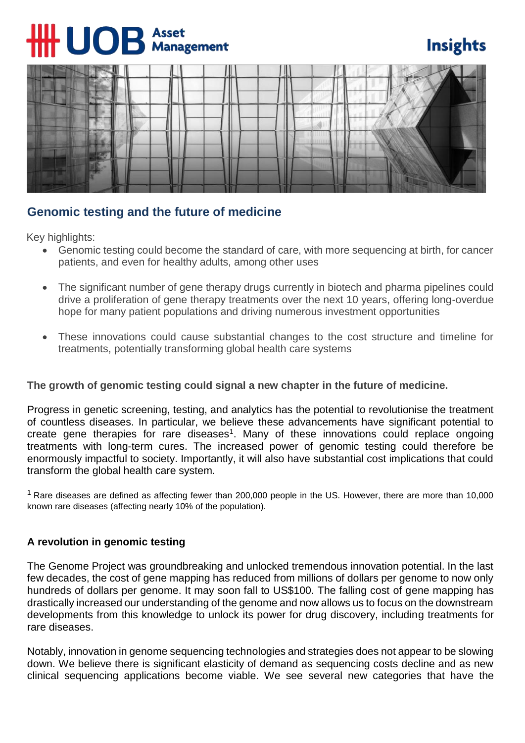UOB Asset Management

Insights

# Genomic testing and the future of medicine

Key highlights:

- Genomic testing could become the standard of care, with more sequencing at birth, for cancer patients, and even for healthy adults, among other uses
- The significant number of gene therapy drugs currently in biotech and pharma pipelines could drive a proliferation of gene therapy treatments over the next 10 years, offering long-overdue hope for many patient populations and driving numerous investment opportunities
- These innovations could cause substantial changes to the cost structure and timeline for treatments, potentially transforming global health care systems

**The growth of genomic testing could signal a new chapter in the future of medicine.**

Progress in genetic screening, testing, and analytics has the potential to revolutionise the treatment of countless diseases. In particular, we believe these advancements have significant potential to create gene therapies for rare diseases[1]. Many of these innovations could replace ongoing treatments with long-term cures. The increased power of genomic testing could therefore be enormously impactful to society. Importantly, it will also have substantial cost implications that could transform the global health care system.

[1] Rare diseases are defined as affecting fewer than 200,000 people in the US. However, there are more than 10,000 known rare diseases (affecting nearly 10% of the population).

## A revolution in genomic testing

The Genome Project was groundbreaking and unlocked tremendous innovation potential. In the last few decades, the cost of gene mapping has reduced from millions of dollars per genome to now only hundreds of dollars per genome. It may soon fall to US$100. The falling cost of gene mapping has drastically increased our understanding of the genome and now allows us to focus on the downstream developments from this knowledge to unlock its power for drug discovery, including treatments for rare diseases.

Notably, innovation in genome sequencing technologies and strategies does not appear to be slowing down. We believe there is significant elasticity of demand as sequencing costs decline and as new clinical sequencing applications become viable. We see several new categories that have the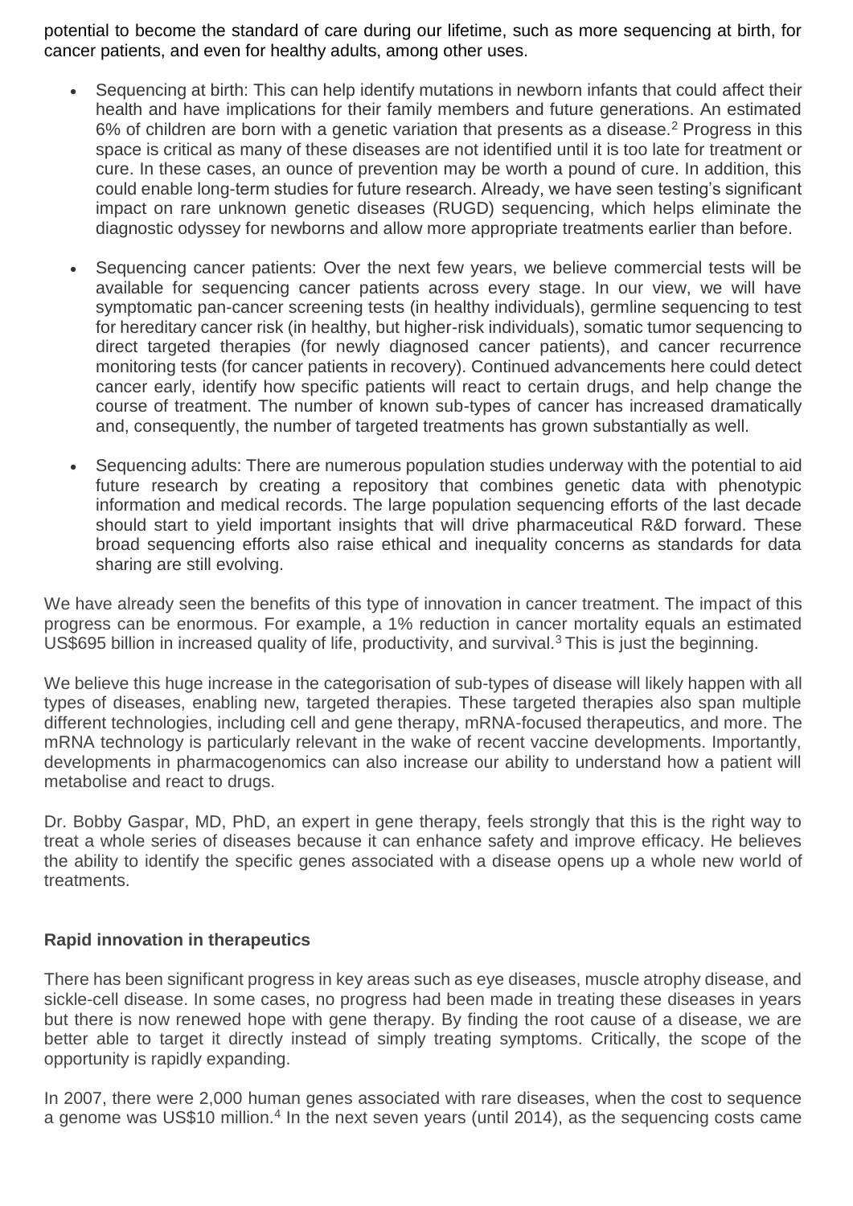potential to become the standard of care during our lifetime, such as more sequencing at birth, for cancer patients, and even for healthy adults, among other uses.

- Sequencing at birth: This can help identify mutations in newborn infants that could affect their health and have implications for their family members and future generations. An estimated 6% of children are born with a genetic variation that presents as a disease.[2] Progress in this space is critical as many of these diseases are not identified until it is too late for treatment or cure. In these cases, an ounce of prevention may be worth a pound of cure. In addition, this could enable long-term studies for future research. Already, we have seen testing's significant impact on rare unknown genetic diseases (RUGD) sequencing, which helps eliminate the diagnostic odyssey for newborns and allow more appropriate treatments earlier than before.

- Sequencing cancer patients: Over the next few years, we believe commercial tests will be available for sequencing cancer patients across every stage. In our view, we will have symptomatic pan-cancer screening tests (in healthy individuals), germline sequencing to test for hereditary cancer risk (in healthy, but higher-risk individuals), somatic tumor sequencing to direct targeted therapies (for newly diagnosed cancer patients), and cancer recurrence monitoring tests (for cancer patients in recovery). Continued advancements here could detect cancer early, identify how specific patients will react to certain drugs, and help change the course of treatment. The number of known sub-types of cancer has increased dramatically and, consequently, the number of targeted treatments has grown substantially as well.

- Sequencing adults: There are numerous population studies underway with the potential to aid future research by creating a repository that combines genetic data with phenotypic information and medical records. The large population sequencing efforts of the last decade should start to yield important insights that will drive pharmaceutical R&D forward. These broad sequencing efforts also raise ethical and inequality concerns as standards for data sharing are still evolving.

We have already seen the benefits of this type of innovation in cancer treatment. The impact of this progress can be enormous. For example, a 1% reduction in cancer mortality equals an estimated US$695 billion in increased quality of life, productivity, and survival.[3] This is just the beginning.

We believe this huge increase in the categorisation of sub-types of disease will likely happen with all types of diseases, enabling new, targeted therapies. These targeted therapies also span multiple different technologies, including cell and gene therapy, mRNA-focused therapeutics, and more. The mRNA technology is particularly relevant in the wake of recent vaccine developments. Importantly, developments in pharmacogenomics can also increase our ability to understand how a patient will metabolise and react to drugs.

Dr. Bobby Gaspar, MD, PhD, an expert in gene therapy, feels strongly that this is the right way to treat a whole series of diseases because it can enhance safety and improve efficacy. He believes the ability to identify the specific genes associated with a disease opens up a whole new world of treatments.

**Rapid innovation in therapeutics**

There has been significant progress in key areas such as eye diseases, muscle atrophy disease, and sickle-cell disease. In some cases, no progress had been made in treating these diseases in years but there is now renewed hope with gene therapy. By finding the root cause of a disease, we are better able to target it directly instead of simply treating symptoms. Critically, the scope of the opportunity is rapidly expanding.

In 2007, there were 2,000 human genes associated with rare diseases, when the cost to sequence a genome was US$10 million.[4] In the next seven years (until 2014), as the sequencing costs came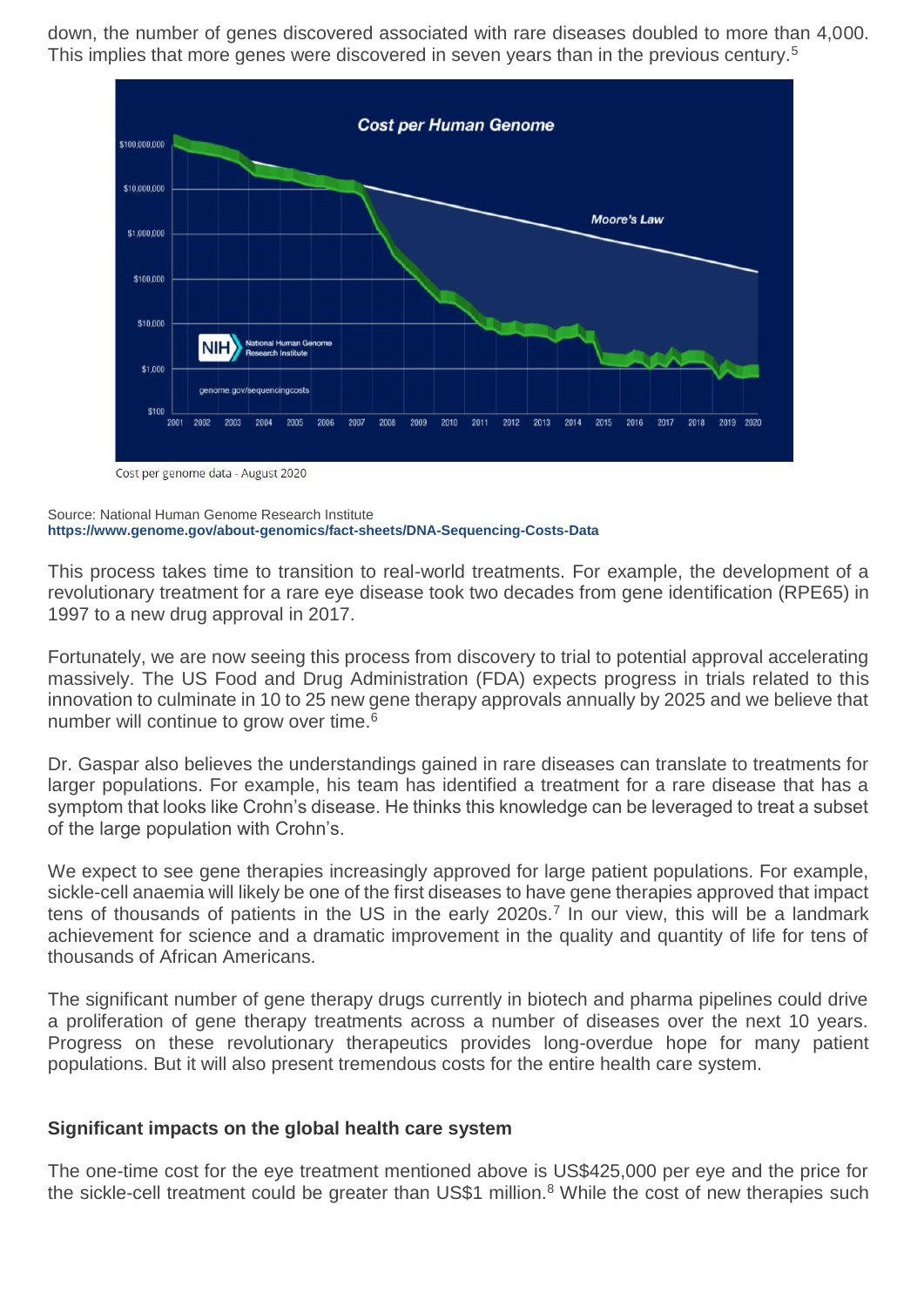down, the number of genes discovered associated with rare diseases doubled to more than 4,000. This implies that more genes were discovered in seven years than in the previous century.[5]

Cost per genome data - August 2020

Source: National Human Genome Research Institute
**https://www.genome.gov/about-genomics/fact-sheets/DNA-Sequencing-Costs-Data**

This process takes time to transition to real-world treatments. For example, the development of a revolutionary treatment for a rare eye disease took two decades from gene identification (RPE65) in 1997 to a new drug approval in 2017.

Fortunately, we are now seeing this process from discovery to trial to potential approval accelerating massively. The US Food and Drug Administration (FDA) expects progress in trials related to this innovation to culminate in 10 to 25 new gene therapy approvals annually by 2025 and we believe that number will continue to grow over time.[6]

Dr. Gaspar also believes the understandings gained in rare diseases can translate to treatments for larger populations. For example, his team has identified a treatment for a rare disease that has a symptom that looks like Crohn's disease. He thinks this knowledge can be leveraged to treat a subset of the large population with Crohn's.

We expect to see gene therapies increasingly approved for large patient populations. For example, sickle-cell anaemia will likely be one of the first diseases to have gene therapies approved that impact tens of thousands of patients in the US in the early 2020s.[7] In our view, this will be a landmark achievement for science and a dramatic improvement in the quality and quantity of life for tens of thousands of African Americans.

The significant number of gene therapy drugs currently in biotech and pharma pipelines could drive a proliferation of gene therapy treatments across a number of diseases over the next 10 years. Progress on these revolutionary therapeutics provides long-overdue hope for many patient populations. But it will also present tremendous costs for the entire health care system.

**Significant impacts on the global health care system**

The one-time cost for the eye treatment mentioned above is US$425,000 per eye and the price for the sickle-cell treatment could be greater than US$1 million.[8] While the cost of new therapies such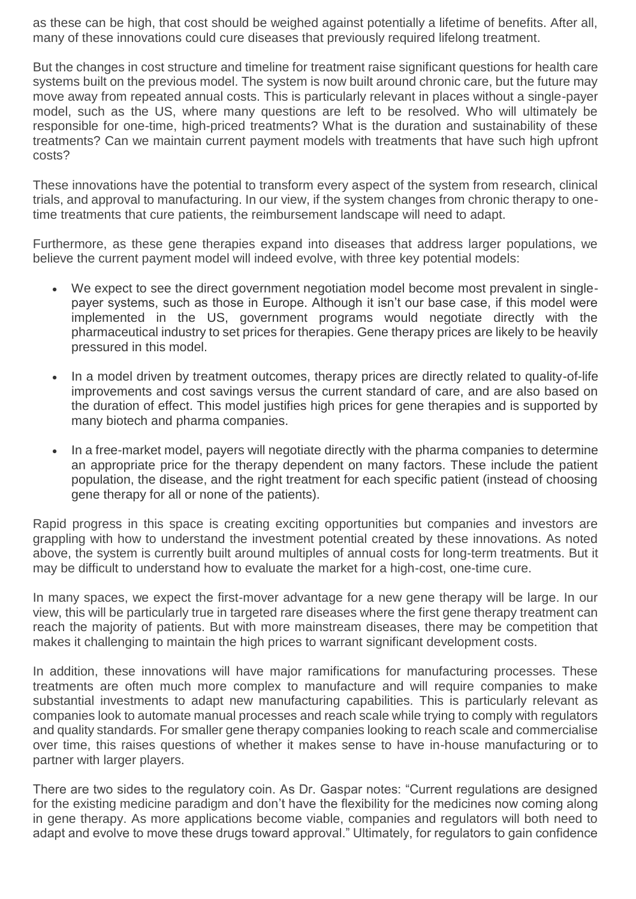as these can be high, that cost should be weighed against potentially a lifetime of benefits. After all, many of these innovations could cure diseases that previously required lifelong treatment.

But the changes in cost structure and timeline for treatment raise significant questions for health care systems built on the previous model. The system is now built around chronic care, but the future may move away from repeated annual costs. This is particularly relevant in places without a single-payer model, such as the US, where many questions are left to be resolved. Who will ultimately be responsible for one-time, high-priced treatments? What is the duration and sustainability of these treatments? Can we maintain current payment models with treatments that have such high upfront costs?

These innovations have the potential to transform every aspect of the system from research, clinical trials, and approval to manufacturing. In our view, if the system changes from chronic therapy to one-time treatments that cure patients, the reimbursement landscape will need to adapt.

Furthermore, as these gene therapies expand into diseases that address larger populations, we believe the current payment model will indeed evolve, with three key potential models:

- We expect to see the direct government negotiation model become most prevalent in single-payer systems, such as those in Europe. Although it isn't our base case, if this model were implemented in the US, government programs would negotiate directly with the pharmaceutical industry to set prices for therapies. Gene therapy prices are likely to be heavily pressured in this model.

- In a model driven by treatment outcomes, therapy prices are directly related to quality-of-life improvements and cost savings versus the current standard of care, and are also based on the duration of effect. This model justifies high prices for gene therapies and is supported by many biotech and pharma companies.

- In a free-market model, payers will negotiate directly with the pharma companies to determine an appropriate price for the therapy dependent on many factors. These include the patient population, the disease, and the right treatment for each specific patient (instead of choosing gene therapy for all or none of the patients).

Rapid progress in this space is creating exciting opportunities but companies and investors are grappling with how to understand the investment potential created by these innovations. As noted above, the system is currently built around multiples of annual costs for long-term treatments. But it may be difficult to understand how to evaluate the market for a high-cost, one-time cure.

In many spaces, we expect the first-mover advantage for a new gene therapy will be large. In our view, this will be particularly true in targeted rare diseases where the first gene therapy treatment can reach the majority of patients. But with more mainstream diseases, there may be competition that makes it challenging to maintain the high prices to warrant significant development costs.

In addition, these innovations will have major ramifications for manufacturing processes. These treatments are often much more complex to manufacture and will require companies to make substantial investments to adapt new manufacturing capabilities. This is particularly relevant as companies look to automate manual processes and reach scale while trying to comply with regulators and quality standards. For smaller gene therapy companies looking to reach scale and commercialise over time, this raises questions of whether it makes sense to have in-house manufacturing or to partner with larger players.

There are two sides to the regulatory coin. As Dr. Gaspar notes: "Current regulations are designed for the existing medicine paradigm and don't have the flexibility for the medicines now coming along in gene therapy. As more applications become viable, companies and regulators will both need to adapt and evolve to move these drugs toward approval." Ultimately, for regulators to gain confidence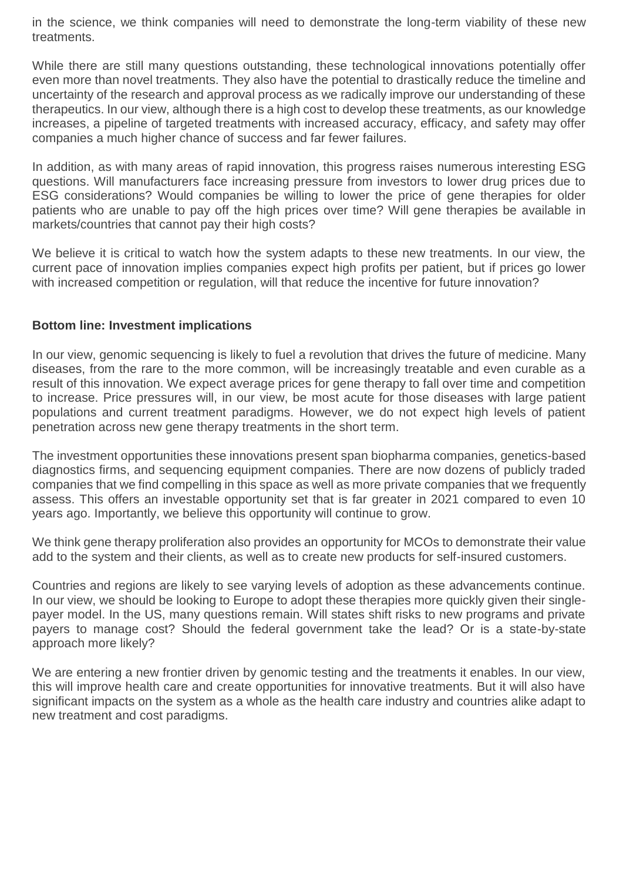in the science, we think companies will need to demonstrate the long-term viability of these new treatments.

While there are still many questions outstanding, these technological innovations potentially offer even more than novel treatments. They also have the potential to drastically reduce the timeline and uncertainty of the research and approval process as we radically improve our understanding of these therapeutics. In our view, although there is a high cost to develop these treatments, as our knowledge increases, a pipeline of targeted treatments with increased accuracy, efficacy, and safety may offer companies a much higher chance of success and far fewer failures.

In addition, as with many areas of rapid innovation, this progress raises numerous interesting ESG questions. Will manufacturers face increasing pressure from investors to lower drug prices due to ESG considerations? Would companies be willing to lower the price of gene therapies for older patients who are unable to pay off the high prices over time? Will gene therapies be available in markets/countries that cannot pay their high costs?

We believe it is critical to watch how the system adapts to these new treatments. In our view, the current pace of innovation implies companies expect high profits per patient, but if prices go lower with increased competition or regulation, will that reduce the incentive for future innovation?

**Bottom line: Investment implications**

In our view, genomic sequencing is likely to fuel a revolution that drives the future of medicine. Many diseases, from the rare to the more common, will be increasingly treatable and even curable as a result of this innovation. We expect average prices for gene therapy to fall over time and competition to increase. Price pressures will, in our view, be most acute for those diseases with large patient populations and current treatment paradigms. However, we do not expect high levels of patient penetration across new gene therapy treatments in the short term.

The investment opportunities these innovations present span biopharma companies, genetics-based diagnostics firms, and sequencing equipment companies. There are now dozens of publicly traded companies that we find compelling in this space as well as more private companies that we frequently assess. This offers an investable opportunity set that is far greater in 2021 compared to even 10 years ago. Importantly, we believe this opportunity will continue to grow.

We think gene therapy proliferation also provides an opportunity for MCOs to demonstrate their value add to the system and their clients, as well as to create new products for self-insured customers.

Countries and regions are likely to see varying levels of adoption as these advancements continue. In our view, we should be looking to Europe to adopt these therapies more quickly given their single-payer model. In the US, many questions remain. Will states shift risks to new programs and private payers to manage cost? Should the federal government take the lead? Or is a state-by-state approach more likely?

We are entering a new frontier driven by genomic testing and the treatments it enables. In our view, this will improve health care and create opportunities for innovative treatments. But it will also have significant impacts on the system as a whole as the health care industry and countries alike adapt to new treatment and cost paradigms.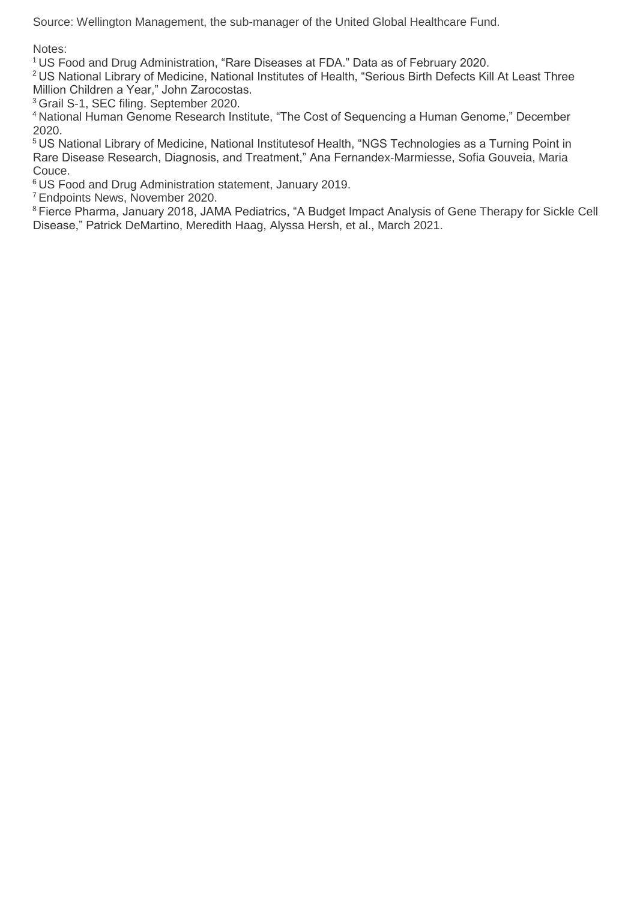Source: Wellington Management, the sub-manager of the United Global Healthcare Fund.

Notes:

[1] US Food and Drug Administration, "Rare Diseases at FDA." Data as of February 2020.

[2] US National Library of Medicine, National Institutes of Health, "Serious Birth Defects Kill At Least Three Million Children a Year," John Zarocostas.

[3] Grail S-1, SEC filing. September 2020.

[4] National Human Genome Research Institute, "The Cost of Sequencing a Human Genome," December 2020.

[5] US National Library of Medicine, National Institutesof Health, "NGS Technologies as a Turning Point in Rare Disease Research, Diagnosis, and Treatment," Ana Fernandex-Marmiesse, Sofia Gouveia, Maria Couce.

[6] US Food and Drug Administration statement, January 2019.

[7] Endpoints News, November 2020.

[8] Fierce Pharma, January 2018, JAMA Pediatrics, "A Budget Impact Analysis of Gene Therapy for Sickle Cell Disease," Patrick DeMartino, Meredith Haag, Alyssa Hersh, et al., March 2021.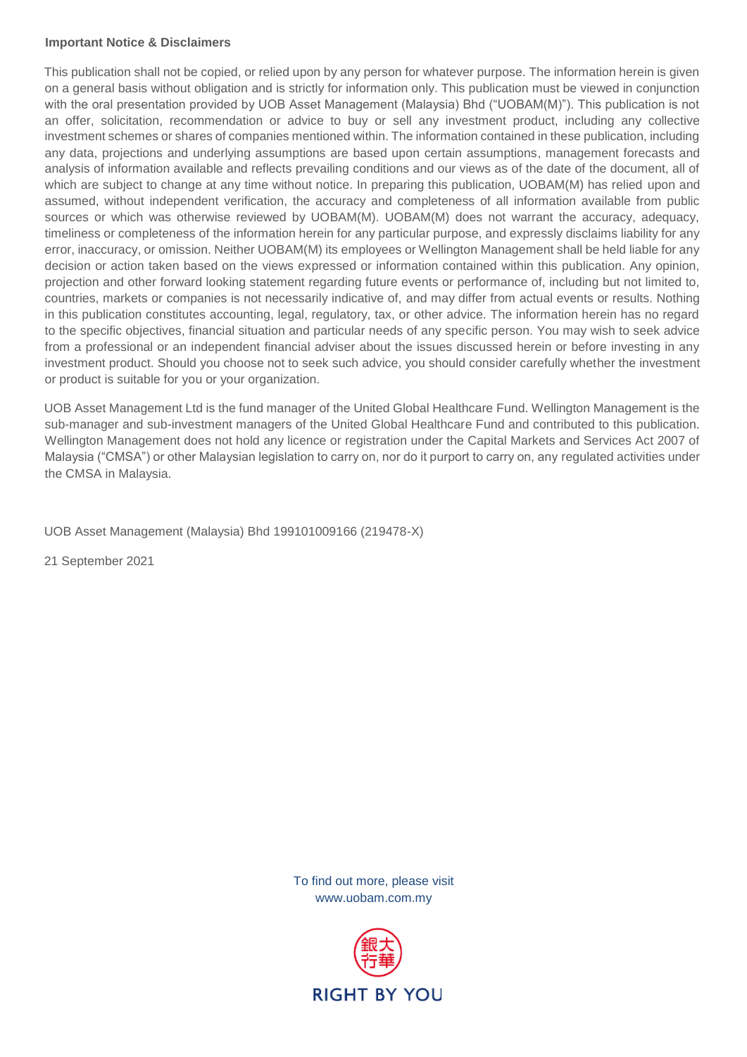**Important Notice & Disclaimers**

This publication shall not be copied, or relied upon by any person for whatever purpose. The information herein is given on a general basis without obligation and is strictly for information only. This publication must be viewed in conjunction with the oral presentation provided by UOB Asset Management (Malaysia) Bhd ("UOBAM(M)"). This publication is not an offer, solicitation, recommendation or advice to buy or sell any investment product, including any collective investment schemes or shares of companies mentioned within. The information contained in these publication, including any data, projections and underlying assumptions are based upon certain assumptions, management forecasts and analysis of information available and reflects prevailing conditions and our views as of the date of the document, all of which are subject to change at any time without notice. In preparing this publication, UOBAM(M) has relied upon and assumed, without independent verification, the accuracy and completeness of all information available from public sources or which was otherwise reviewed by UOBAM(M). UOBAM(M) does not warrant the accuracy, adequacy, timeliness or completeness of the information herein for any particular purpose, and expressly disclaims liability for any error, inaccuracy, or omission. Neither UOBAM(M) its employees or Wellington Management shall be held liable for any decision or action taken based on the views expressed or information contained within this publication. Any opinion, projection and other forward looking statement regarding future events or performance of, including but not limited to, countries, markets or companies is not necessarily indicative of, and may differ from actual events or results. Nothing in this publication constitutes accounting, legal, regulatory, tax, or other advice. The information herein has no regard to the specific objectives, financial situation and particular needs of any specific person. You may wish to seek advice from a professional or an independent financial adviser about the issues discussed herein or before investing in any investment product. Should you choose not to seek such advice, you should consider carefully whether the investment or product is suitable for you or your organization.

UOB Asset Management Ltd is the fund manager of the United Global Healthcare Fund. Wellington Management is the sub-manager and sub-investment managers of the United Global Healthcare Fund and contributed to this publication. Wellington Management does not hold any licence or registration under the Capital Markets and Services Act 2007 of Malaysia ("CMSA") or other Malaysian legislation to carry on, nor do it purport to carry on, any regulated activities under the CMSA in Malaysia.

UOB Asset Management (Malaysia) Bhd 199101009166 (219478-X)

21 September 2021

To find out more, please visit
www.uobam.com.my

RIGHT BY YOU